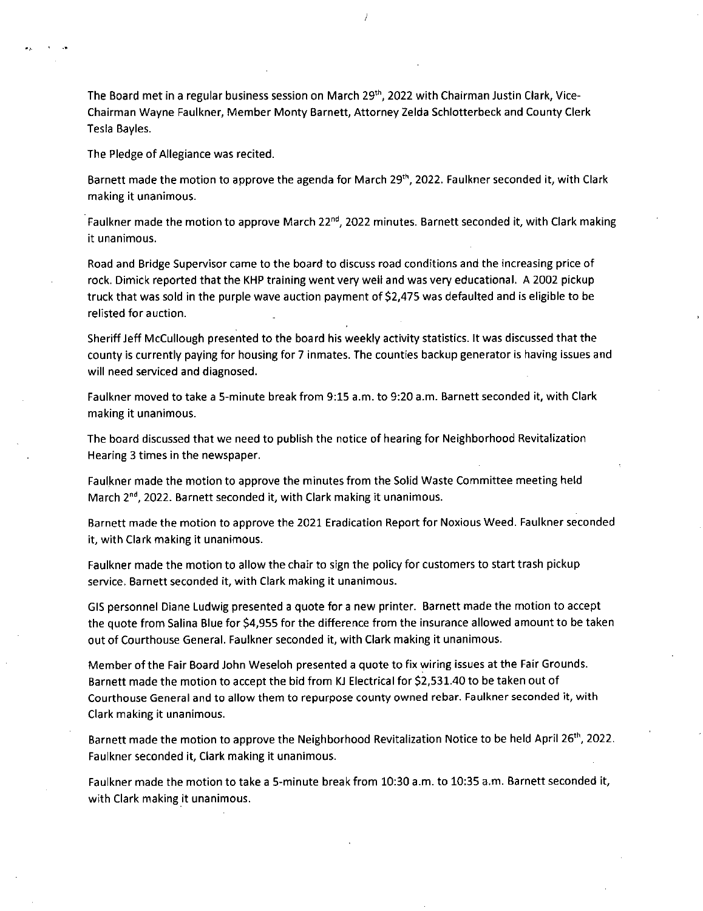The Board met in a regular business session on March 29th, 2022 with Chairman Justin Clark, Vice-Chairman Wayne Faulkner, Member Monty Barnett, Attorney Zelda Schlotterbeck and County Clerk Tesla Bayles.

The Pledge of Allegiance was recited.

Barnett made the motion to approve the agenda for March 29th, 2022. Faulkner seconded it, with Clark making it unanimous.

Faulkner made the motion to approve March 22nd, 2022 minutes. Barnett seconded it, with Clark making it unanimous.

Road and Bridge Supervisor came to the board to discuss road conditions and the increasing price of rock. Dimick reported that the KHP training went very well and was very educational. A 2002 pickup truck that was sold in the purple wave auction payment of $2,475 was defaulted and is eligible to be relisted for auction.

Sheriff Jeff McCullough presented to the board his weekly activity statistics. It was discussed that the county is currently paying for housing for 7 inmates. The counties backup generator is having issues and will need serviced and diagnosed.

Faulkner moved to take a 5-minute break from 9:15 a.m. to 9:20 a.m. Barnett seconded it, with Clark making it unanimous.

The board discussed that we need to publish the notice of hearing for Neighborhood Revitalization Hearing 3 times in the newspaper.

Faulkner made the motion to approve the minutes from the Solid Waste Committee meeting held March 2nd, 2022. Barnett seconded it, with Clark making it unanimous.

Barnett made the motion to approve the 2021 Eradication Report for Noxious Weed. Faulkner seconded it, with Clark making it unanimous.

Faulkner made the motion to allow the chair to sign the policy for customers to start trash pickup service. Barnett seconded it, with Clark making it unanimous.

GIS personnel Diane Ludwig presented a quote for a new printer. Barnett made the motion to accept the quote from Salina Blue for $4,955 for the difference from the insurance allowed amount to be taken out of Courthouse General. Faulkner seconded it, with Clark making it unanimous.

Member of the Fair Board John Weseloh presented a quote to fix wiring issues at the Fair Grounds. Barnett made the motion to accept the bid from KJ Electrical for $2,531.40 to be taken out of Courthouse General and to allow them to repurpose county owned rebar. Faulkner seconded it, with Clark making it unanimous.

Barnett made the motion to approve the Neighborhood Revitalization Notice to be held April 26th, 2022. Faulkner seconded it, Clark making it unanimous.

Faulkner made the motion to take a 5-minute break from 10:30 a.m. to 10:35 a.m. Barnett seconded it, with Clark making it unanimous.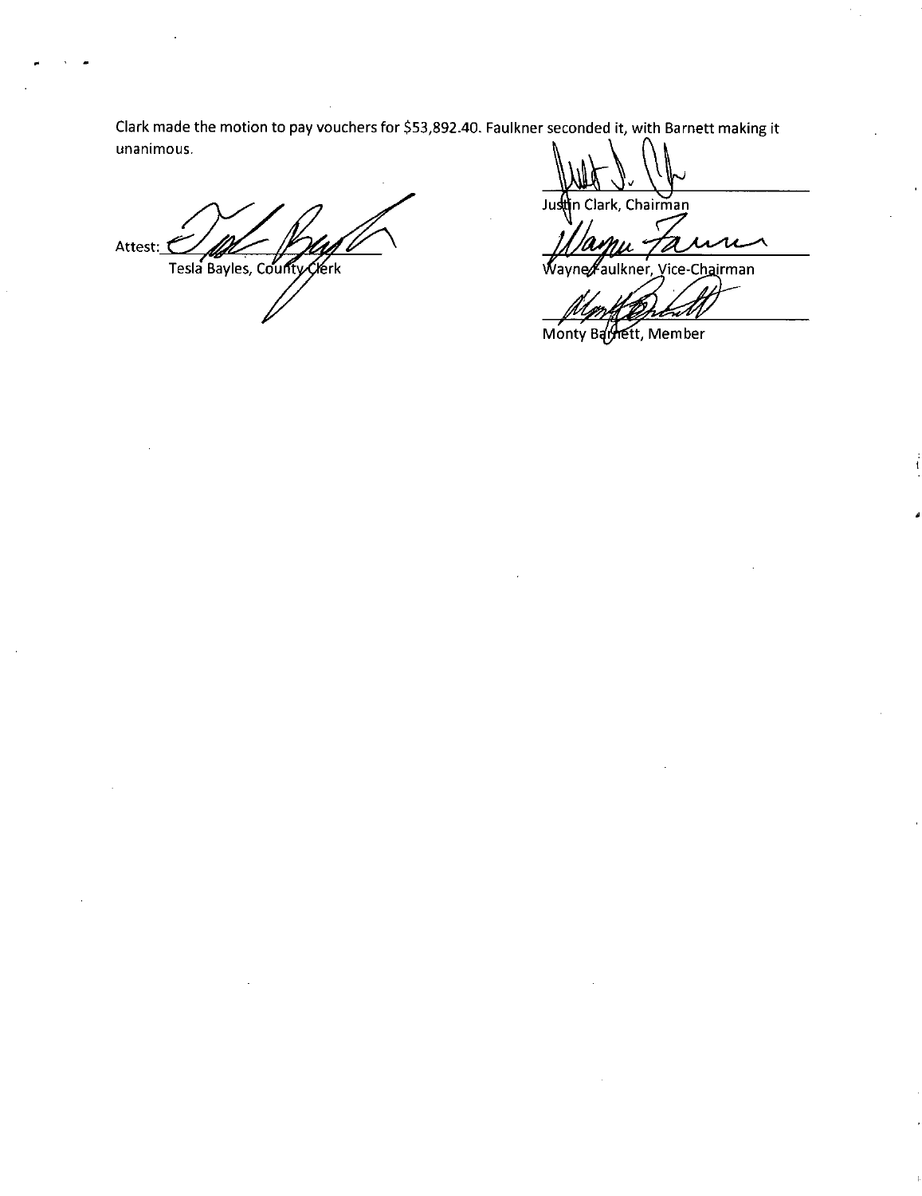Clark made the motion to pay vouchers for $53,892.40. Faulkner seconded it, with Barnett making it unanimous.

Justin Clark, Chairman

Wayne Faulkner, Vice-Chairman

Monty Barnett, Member

Attest: ______________________

Tesla Bayles, County Clerk